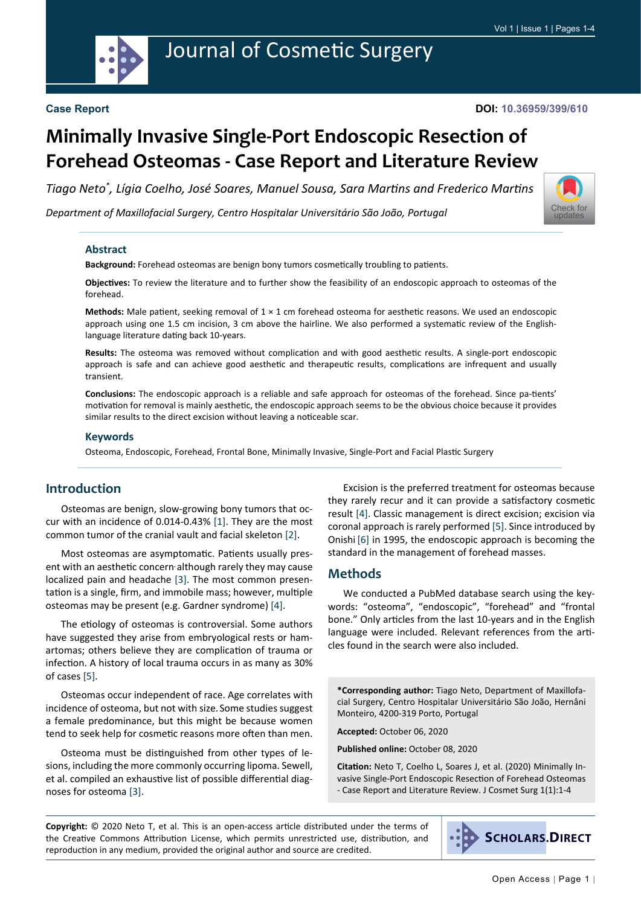Case Report

DOI: 10.36959/399/610

# Minimally Invasive Single-Port Endoscopic Resection of Forehead Osteomas - Case Report and Literature Review

*Tiago Neto\*, Lígia Coelho, José Soares, Manuel Sousa, Sara Martins and Frederico Martins*

*Department of Maxillofacial Surgery, Centro Hospitalar Universitário São João, Portugal*

## Abstract

**Background:** Forehead osteomas are benign bony tumors cosmetically troubling to patients.

**Objectives:** To review the literature and to further show the feasibility of an endoscopic approach to osteomas of the forehead.

**Methods:** Male patient, seeking removal of 1 × 1 cm forehead osteoma for aesthetic reasons. We used an endoscopic approach using one 1.5 cm incision, 3 cm above the hairline. We also performed a systematic review of the English-language literature dating back 10-years.

**Results:** The osteoma was removed without complication and with good aesthetic results. A single-port endoscopic approach is safe and can achieve good aesthetic and therapeutic results, complications are infrequent and usually transient.

**Conclusions:** The endoscopic approach is a reliable and safe approach for osteomas of the forehead. Since pa-tients' motivation for removal is mainly aesthetic, the endoscopic approach seems to be the obvious choice because it provides similar results to the direct excision without leaving a noticeable scar.

## Keywords

Osteoma, Endoscopic, Forehead, Frontal Bone, Minimally Invasive, Single-Port and Facial Plastic Surgery

## Introduction

Osteomas are benign, slow-growing bony tumors that occur with an incidence of 0.014-0.43% [1]. They are the most common tumor of the cranial vault and facial skeleton [2].

Most osteomas are asymptomatic. Patients usually present with an aesthetic concern although rarely they may cause localized pain and headache [3]. The most common presentation is a single, firm, and immobile mass; however, multiple osteomas may be present (e.g. Gardner syndrome) [4].

The etiology of osteomas is controversial. Some authors have suggested they arise from embryological rests or hamartomas; others believe they are complication of trauma or infection. A history of local trauma occurs in as many as 30% of cases [5].

Osteomas occur independent of race. Age correlates with incidence of osteoma, but not with size. Some studies suggest a female predominance, but this might be because women tend to seek help for cosmetic reasons more often than men.

Osteoma must be distinguished from other types of lesions, including the more commonly occurring lipoma. Sewell, et al. compiled an exhaustive list of possible differential diagnoses for osteoma [3].

Excision is the preferred treatment for osteomas because they rarely recur and it can provide a satisfactory cosmetic result [4]. Classic management is direct excision; excision via coronal approach is rarely performed [5]. Since introduced by Onishi [6] in 1995, the endoscopic approach is becoming the standard in the management of forehead masses.

## Methods

We conducted a PubMed database search using the keywords: "osteoma", "endoscopic", "forehead" and "frontal bone." Only articles from the last 10-years and in the English language were included. Relevant references from the articles found in the search were also included.

**\*Corresponding author:** Tiago Neto, Department of Maxillofacial Surgery, Centro Hospitalar Universitário São João, Hernâni Monteiro, 4200-319 Porto, Portugal

**Accepted:** October 06, 2020

**Published online:** October 08, 2020

**Citation:** Neto T, Coelho L, Soares J, et al. (2020) Minimally Invasive Single-Port Endoscopic Resection of Forehead Osteomas - Case Report and Literature Review. J Cosmet Surg 1(1):1-4

**Copyright:** © 2020 Neto T, et al. This is an open-access article distributed under the terms of the Creative Commons Attribution License, which permits unrestricted use, distribution, and reproduction in any medium, provided the original author and source are credited.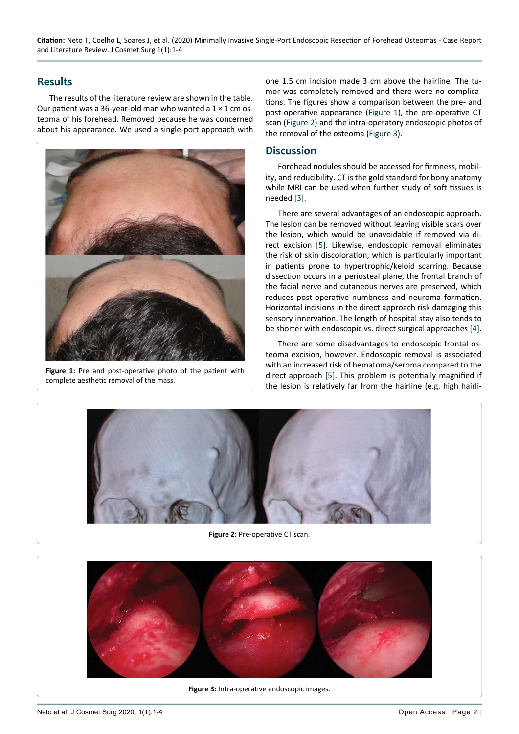## Results

The results of the literature review are shown in the table. Our patient was a 36-year-old man who wanted a 1 × 1 cm osteoma of his forehead. Removed because he was concerned about his appearance. We used a single-port approach with one 1.5 cm incision made 3 cm above the hairline. The tumor was completely removed and there were no complications. The figures show a comparison between the pre- and post-operative appearance (Figure 1), the pre-operative CT scan (Figure 2) and the intra-operatory endoscopic photos of the removal of the osteoma (Figure 3).

**Figure 1:** Pre and post-operative photo of the patient with complete aesthetic removal of the mass.

## Discussion

Forehead nodules should be accessed for firmness, mobility, and reducibility. CT is the gold standard for bony anatomy while MRI can be used when further study of soft tissues is needed [3].

There are several advantages of an endoscopic approach. The lesion can be removed without leaving visible scars over the lesion, which would be unavoidable if removed via direct excision [5]. Likewise, endoscopic removal eliminates the risk of skin discoloration, which is particularly important in patients prone to hypertrophic/keloid scarring. Because dissection occurs in a periosteal plane, the frontal branch of the facial nerve and cutaneous nerves are preserved, which reduces post-operative numbness and neuroma formation. Horizontal incisions in the direct approach risk damaging this sensory innervation. The length of hospital stay also tends to be shorter with endoscopic vs. direct surgical approaches [4].

There are some disadvantages to endoscopic frontal osteoma excision, however. Endoscopic removal is associated with an increased risk of hematoma/seroma compared to the direct approach [5]. This problem is potentially magnified if the lesion is relatively far from the hairline (e.g. high hairli-

**Figure 2:** Pre-operative CT scan.

**Figure 3:** Intra-operative endoscopic images.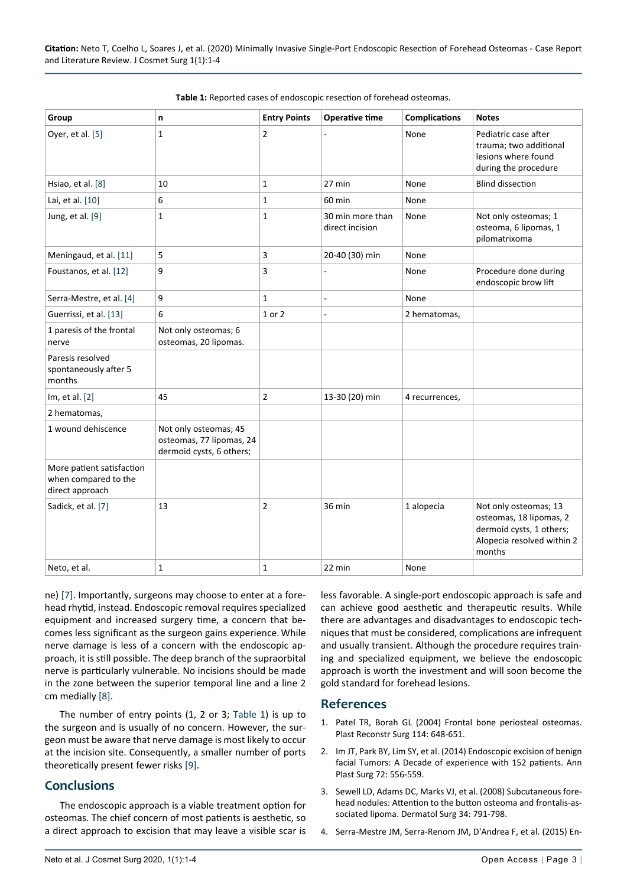**Table 1:** Reported cases of endoscopic resection of forehead osteomas.

| Group | n | Entry Points | Operative time | Complications | Notes |
|---|---|---|---|---|---|
| Oyer, et al. [5] | 1 | 2 | - | None | Pediatric case after trauma; two additional lesions where found during the procedure |
| Hsiao, et al. [8] | 10 | 1 | 27 min | None | Blind dissection |
| Lai, et al. [10] | 6 | 1 | 60 min | None | |
| Jung, et al. [9] | 1 | 1 | 30 min more than direct incision | None | Not only osteomas; 1 osteoma, 6 lipomas, 1 pilomatrixoma |
| Meningaud, et al. [11] | 5 | 3 | 20-40 (30) min | None | |
| Foustanos, et al. [12] | 9 | 3 | - | None | Procedure done during endoscopic brow lift |
| Serra-Mestre, et al. [4] | 9 | 1 | - | None | |
| Guerrissi, et al. [13] | 6 | 1 or 2 | - | 2 hematomas, | |
| 1 paresis of the frontal nerve | Not only osteomas; 6 osteomas, 20 lipomas. | | | | |
| Paresis resolved spontaneously after 5 months | | | | | |
| Im, et al. [2] | 45 | 2 | 13-30 (20) min | 4 recurrences, | |
| 2 hematomas, | | | | | |
| 1 wound dehiscence | Not only osteomas; 45 osteomas, 77 lipomas, 24 dermoid cysts, 6 others; | | | | |
| More patient satisfaction when compared to the direct approach | | | | | |
| Sadick, et al. [7] | 13 | 2 | 36 min | 1 alopecia | Not only osteomas; 13 osteomas, 18 lipomas, 2 dermoid cysts, 1 others; Alopecia resolved within 2 months |
| Neto, et al. | 1 | 1 | 22 min | None | |

ne) [7]. Importantly, surgeons may choose to enter at a forehead rhytid, instead. Endoscopic removal requires specialized equipment and increased surgery time, a concern that becomes less significant as the surgeon gains experience. While nerve damage is less of a concern with the endoscopic approach, it is still possible. The deep branch of the supraorbital nerve is particularly vulnerable. No incisions should be made in the zone between the superior temporal line and a line 2 cm medially [8].

The number of entry points (1, 2 or 3; Table 1) is up to the surgeon and is usually of no concern. However, the surgeon must be aware that nerve damage is most likely to occur at the incision site. Consequently, a smaller number of ports theoretically present fewer risks [9].

## Conclusions

The endoscopic approach is a viable treatment option for osteomas. The chief concern of most patients is aesthetic, so a direct approach to excision that may leave a visible scar is less favorable. A single-port endoscopic approach is safe and can achieve good aesthetic and therapeutic results. While there are advantages and disadvantages to endoscopic techniques that must be considered, complications are infrequent and usually transient. Although the procedure requires training and specialized equipment, we believe the endoscopic approach is worth the investment and will soon become the gold standard for forehead lesions.

## References

1. Patel TR, Borah GL (2004) Frontal bone periosteal osteomas. Plast Reconstr Surg 114: 648-651.
2. Im JT, Park BY, Lim SY, et al. (2014) Endoscopic excision of benign facial Tumors: A Decade of experience with 152 patients. Ann Plast Surg 72: 556-559.
3. Sewell LD, Adams DC, Marks VJ, et al. (2008) Subcutaneous forehead nodules: Attention to the button osteoma and frontalis-associated lipoma. Dermatol Surg 34: 791-798.
4. Serra-Mestre JM, Serra-Renom JM, D'Andrea F, et al. (2015) En-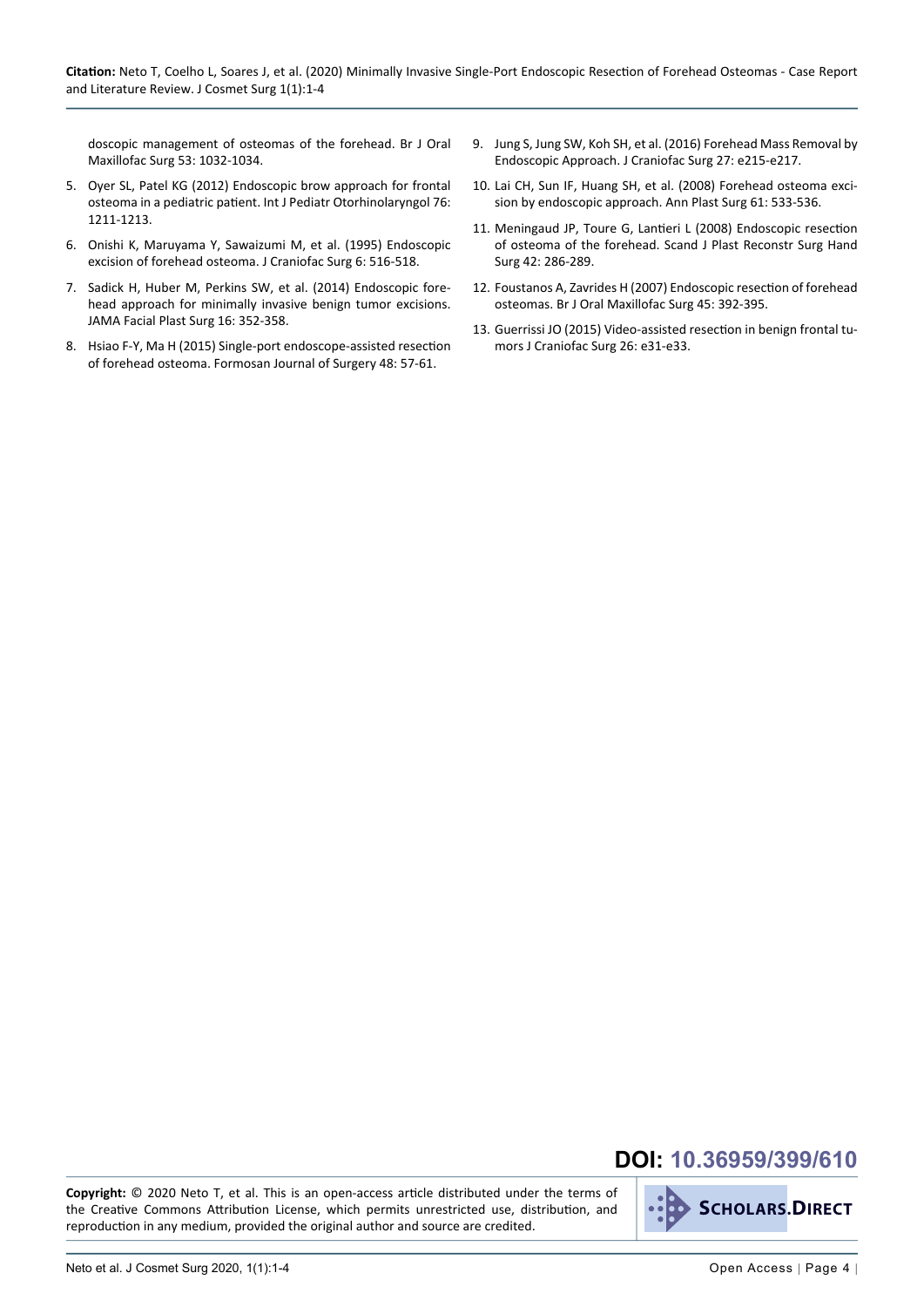doscopic management of osteomas of the forehead. Br J Oral Maxillofac Surg 53: 1032-1034.

5. Oyer SL, Patel KG (2012) Endoscopic brow approach for frontal osteoma in a pediatric patient. Int J Pediatr Otorhinolaryngol 76: 1211-1213.
6. Onishi K, Maruyama Y, Sawaizumi M, et al. (1995) Endoscopic excision of forehead osteoma. J Craniofac Surg 6: 516-518.
7. Sadick H, Huber M, Perkins SW, et al. (2014) Endoscopic forehead approach for minimally invasive benign tumor excisions. JAMA Facial Plast Surg 16: 352-358.
8. Hsiao F-Y, Ma H (2015) Single-port endoscope-assisted resection of forehead osteoma. Formosan Journal of Surgery 48: 57-61.
9. Jung S, Jung SW, Koh SH, et al. (2016) Forehead Mass Removal by Endoscopic Approach. J Craniofac Surg 27: e215-e217.
10. Lai CH, Sun IF, Huang SH, et al. (2008) Forehead osteoma excision by endoscopic approach. Ann Plast Surg 61: 533-536.
11. Meningaud JP, Toure G, Lantieri L (2008) Endoscopic resection of osteoma of the forehead. Scand J Plast Reconstr Surg Hand Surg 42: 286-289.
12. Foustanos A, Zavrides H (2007) Endoscopic resection of forehead osteomas. Br J Oral Maxillofac Surg 45: 392-395.
13. Guerrissi JO (2015) Video-assisted resection in benign frontal tumors J Craniofac Surg 26: e31-e33.

**DOI: 10.36959/399/610**

**Copyright:** © 2020 Neto T, et al. This is an open-access article distributed under the terms of the Creative Commons Attribution License, which permits unrestricted use, distribution, and reproduction in any medium, provided the original author and source are credited.